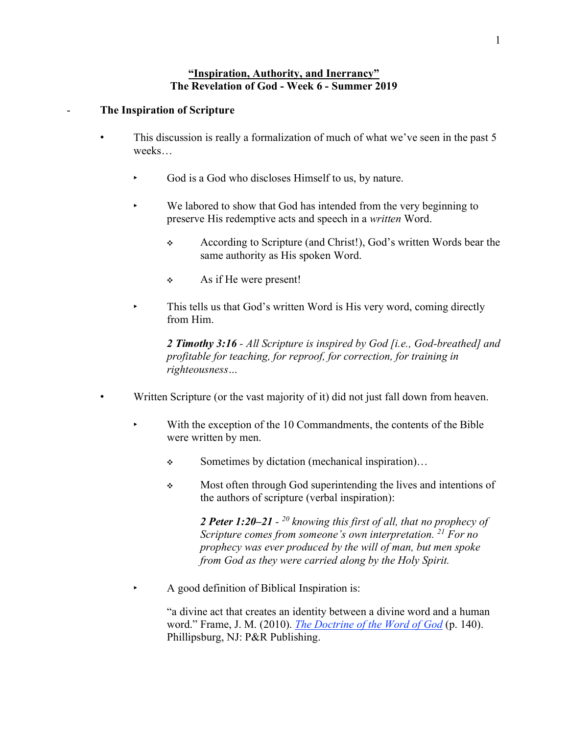# **"Inspiration, Authority, and Inerrancy"**
## **The Revelation of God - Week 6 - Summer 2019**

- **The Inspiration of Scripture**

  - This discussion is really a formalization of much of what we've seen in the past 5 weeks…

    - God is a God who discloses Himself to us, by nature.

    - We labored to show that God has intended from the very beginning to preserve His redemptive acts and speech in a *written* Word.

      - According to Scripture (and Christ!), God's written Words bear the same authority as His spoken Word.

      - As if He were present!

    - This tells us that God's written Word is His very word, coming directly from Him.

      ***2 Timothy 3:16*** *- All Scripture is inspired by God [i.e., God-breathed] and profitable for teaching, for reproof, for correction, for training in righteousness…*

  - Written Scripture (or the vast majority of it) did not just fall down from heaven.

    - With the exception of the 10 Commandments, the contents of the Bible were written by men.

      - Sometimes by dictation (mechanical inspiration)…

      - Most often through God superintending the lives and intentions of the authors of scripture (verbal inspiration):

        ***2 Peter 1:20–21*** *- [20] knowing this first of all, that no prophecy of Scripture comes from someone's own interpretation. [21] For no prophecy was ever produced by the will of man, but men spoke from God as they were carried along by the Holy Spirit.*

    - A good definition of Biblical Inspiration is:

      "a divine act that creates an identity between a divine word and a human word." Frame, J. M. (2010). *The Doctrine of the Word of God* (p. 140). Phillipsburg, NJ: P&R Publishing.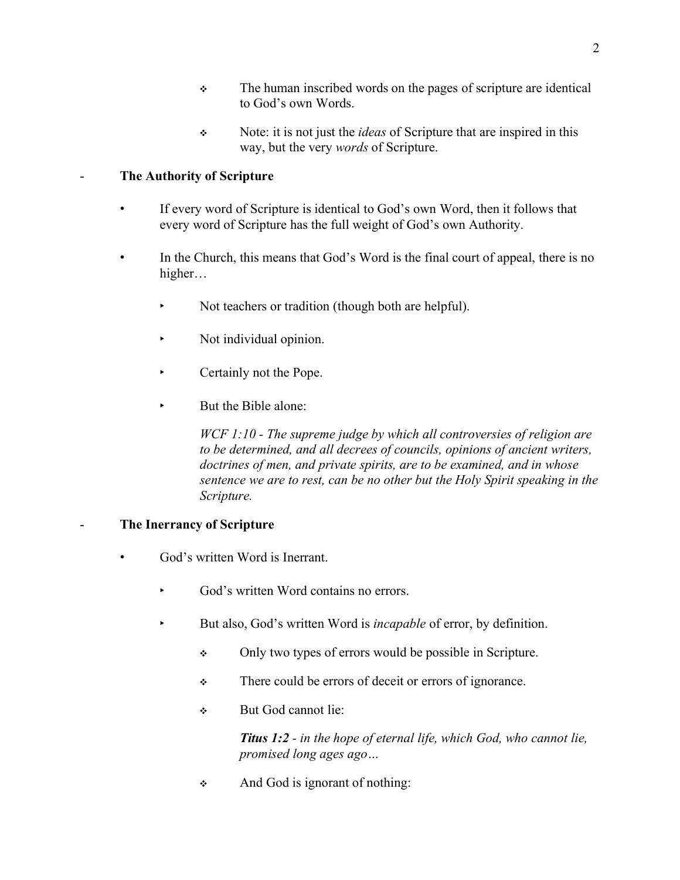- The human inscribed words on the pages of scripture are identical to God's own Words.

- Note: it is not just the *ideas* of Scripture that are inspired in this way, but the very *words* of Scripture.

## The Authority of Scripture

- If every word of Scripture is identical to God's own Word, then it follows that every word of Scripture has the full weight of God's own Authority.

- In the Church, this means that God's Word is the final court of appeal, there is no higher…

  - Not teachers or tradition (though both are helpful).

  - Not individual opinion.

  - Certainly not the Pope.

  - But the Bible alone:

    *WCF 1:10 - The supreme judge by which all controversies of religion are to be determined, and all decrees of councils, opinions of ancient writers, doctrines of men, and private spirits, are to be examined, and in whose sentence we are to rest, can be no other but the Holy Spirit speaking in the Scripture.*

## The Inerrancy of Scripture

- God's written Word is Inerrant.

  - God's written Word contains no errors.

  - But also, God's written Word is *incapable* of error, by definition.

    - Only two types of errors would be possible in Scripture.

    - There could be errors of deceit or errors of ignorance.

    - But God cannot lie:

      ***Titus 1:2*** *- in the hope of eternal life, which God, who cannot lie, promised long ages ago…*

    - And God is ignorant of nothing: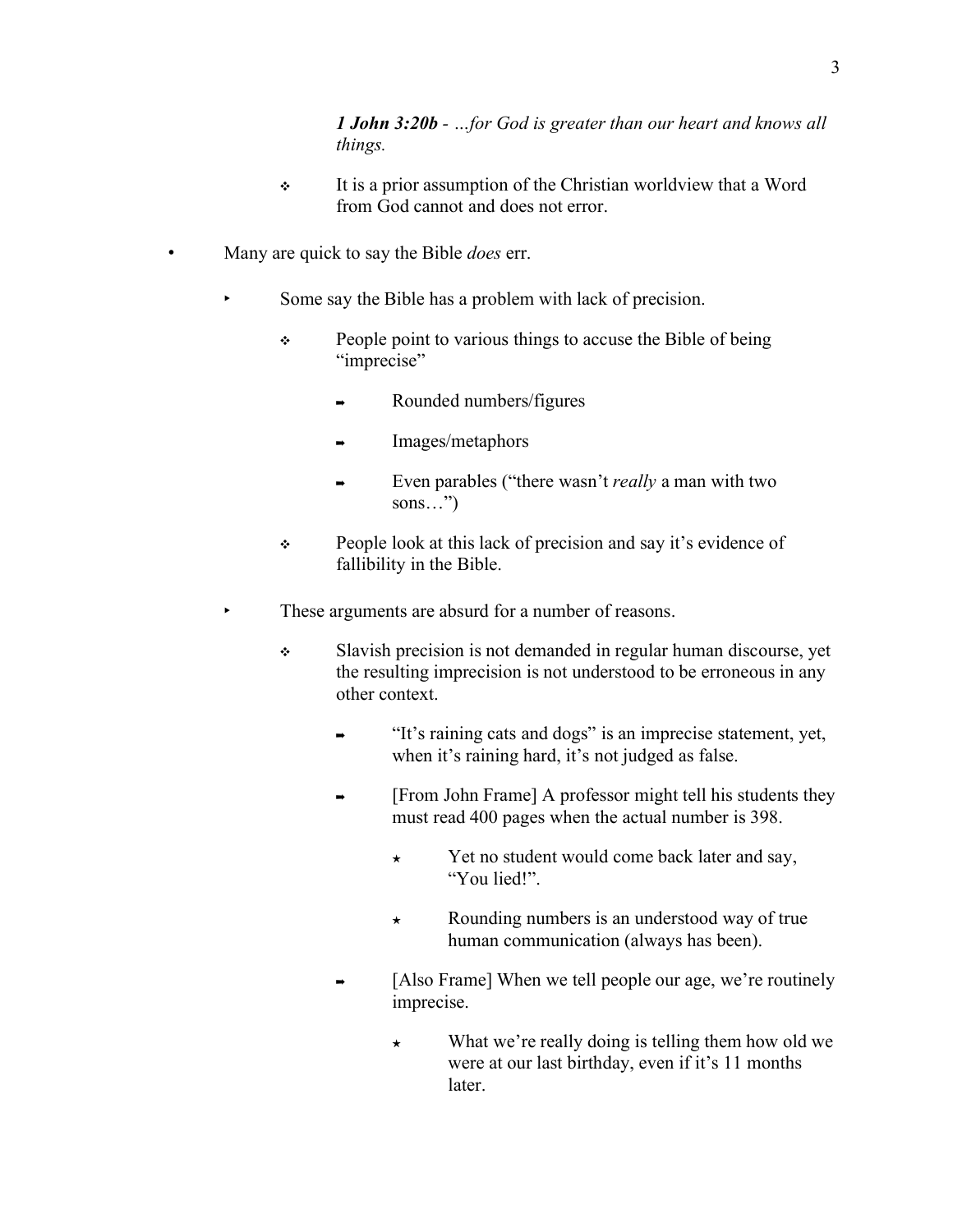> ***1 John 3:20b*** *- …for God is greater than our heart and knows all things.*

- It is a prior assumption of the Christian worldview that a Word from God cannot and does not error.

- Many are quick to say the Bible *does* err.
  - Some say the Bible has a problem with lack of precision.
    - People point to various things to accuse the Bible of being "imprecise"
      - Rounded numbers/figures
      - Images/metaphors
      - Even parables ("there wasn't *really* a man with two sons…")
    - People look at this lack of precision and say it's evidence of fallibility in the Bible.
  - These arguments are absurd for a number of reasons.
    - Slavish precision is not demanded in regular human discourse, yet the resulting imprecision is not understood to be erroneous in any other context.
      - "It's raining cats and dogs" is an imprecise statement, yet, when it's raining hard, it's not judged as false.
      - [From John Frame] A professor might tell his students they must read 400 pages when the actual number is 398.
        - Yet no student would come back later and say, "You lied!".
        - Rounding numbers is an understood way of true human communication (always has been).
      - [Also Frame] When we tell people our age, we're routinely imprecise.
        - What we're really doing is telling them how old we were at our last birthday, even if it's 11 months later.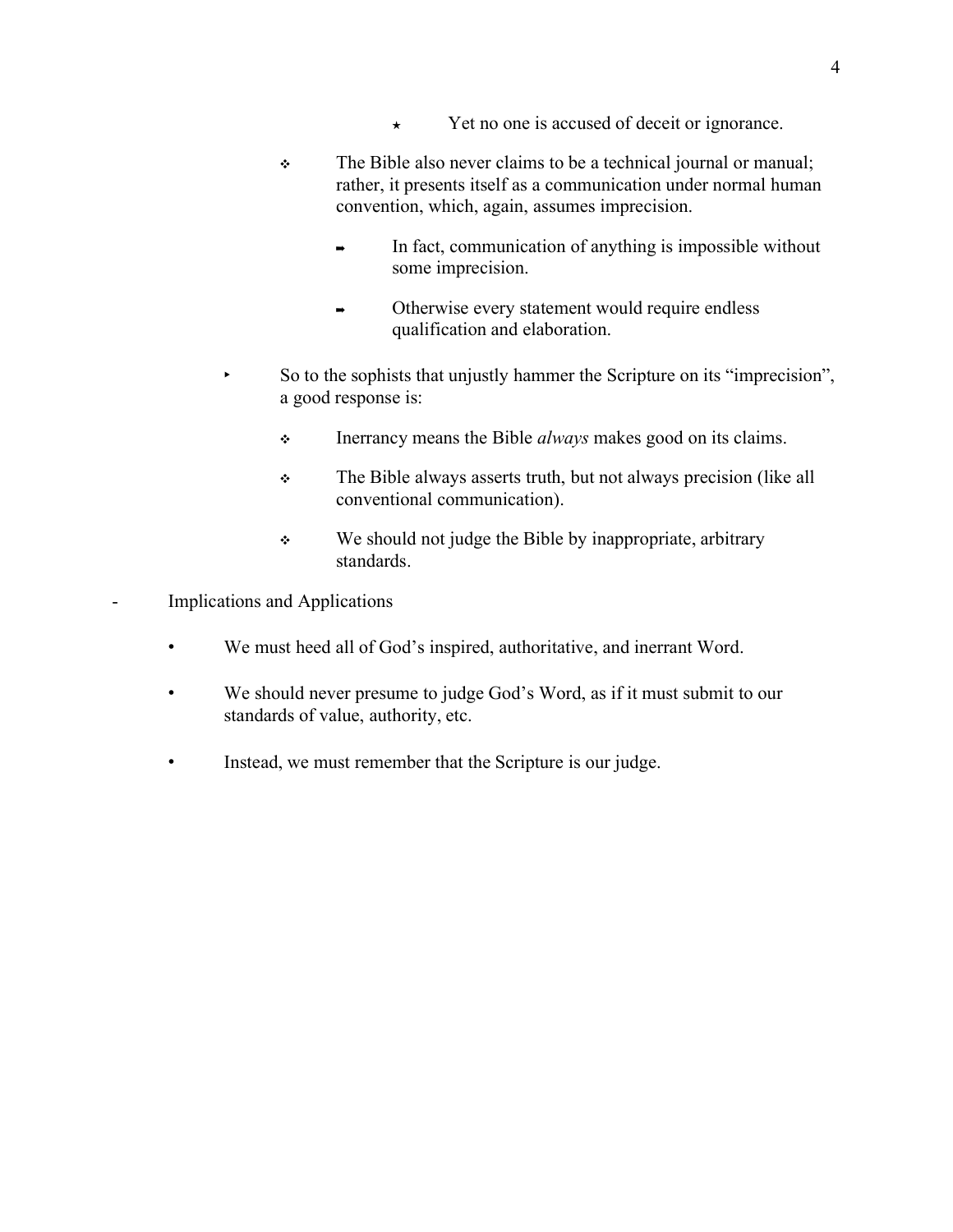- Yet no one is accused of deceit or ignorance.

        - The Bible also never claims to be a technical journal or manual; rather, it presents itself as a communication under normal human convention, which, again, assumes imprecision.

            - In fact, communication of anything is impossible without some imprecision.

            - Otherwise every statement would require endless qualification and elaboration.

    - So to the sophists that unjustly hammer the Scripture on its "imprecision", a good response is:

        - Inerrancy means the Bible *always* makes good on its claims.

        - The Bible always asserts truth, but not always precision (like all conventional communication).

        - We should not judge the Bible by inappropriate, arbitrary standards.

- Implications and Applications

    - We must heed all of God's inspired, authoritative, and inerrant Word.

    - We should never presume to judge God's Word, as if it must submit to our standards of value, authority, etc.

    - Instead, we must remember that the Scripture is our judge.